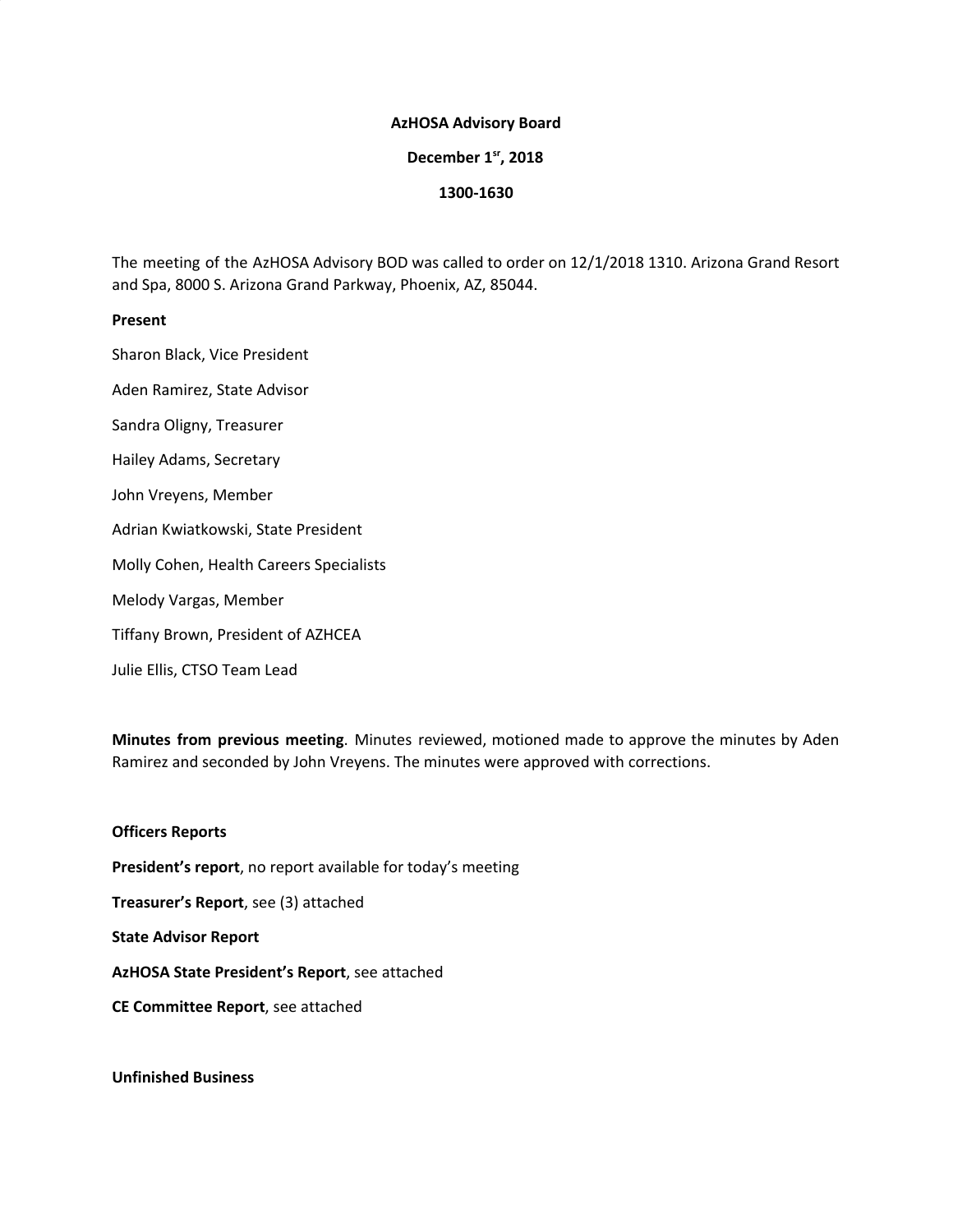**AzHOSA Advisory Board**

**December 1sr, 2018**

**1300-1630**

The meeting of the AzHOSA Advisory BOD was called to order on 12/1/2018 1310. Arizona Grand Resort and Spa, 8000 S. Arizona Grand Parkway, Phoenix, AZ, 85044.

**Present**

Sharon Black, Vice President

Aden Ramirez, State Advisor

Sandra Oligny, Treasurer

Hailey Adams, Secretary

John Vreyens, Member

Adrian Kwiatkowski, State President

Molly Cohen, Health Careers Specialists

Melody Vargas, Member

Tiffany Brown, President of AZHCEA

Julie Ellis, CTSO Team Lead

**Minutes from previous meeting**. Minutes reviewed, motioned made to approve the minutes by Aden Ramirez and seconded by John Vreyens. The minutes were approved with corrections.

**Officers Reports**

**President's report**, no report available for today's meeting

**Treasurer's Report**, see (3) attached

**State Advisor Report**

**AzHOSA State President's Report**, see attached

**CE Committee Report**, see attached

**Unfinished Business**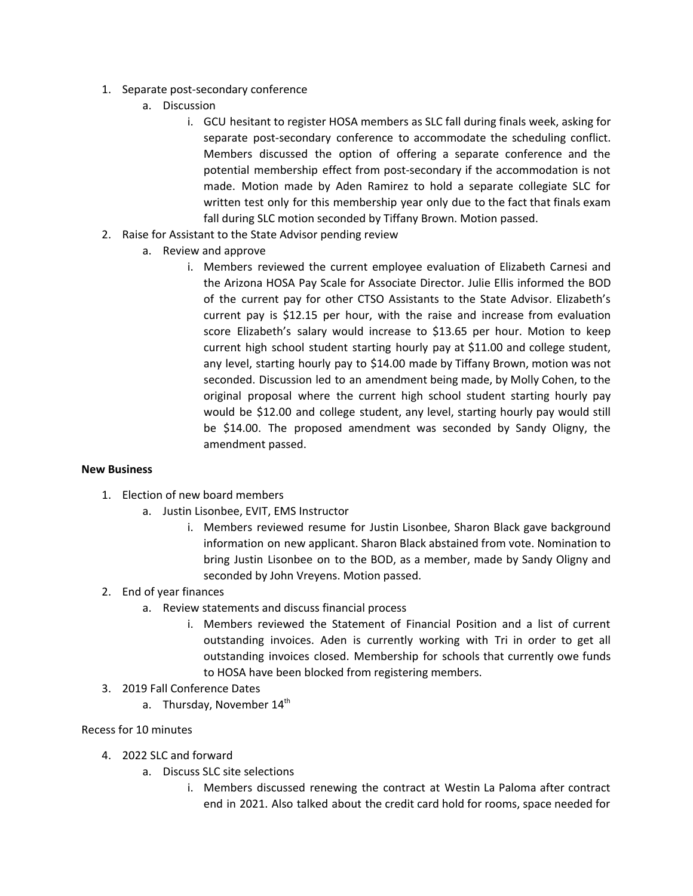1. Separate post-secondary conference
    a. Discussion
        i. GCU hesitant to register HOSA members as SLC fall during finals week, asking for separate post-secondary conference to accommodate the scheduling conflict. Members discussed the option of offering a separate conference and the potential membership effect from post-secondary if the accommodation is not made. Motion made by Aden Ramirez to hold a separate collegiate SLC for written test only for this membership year only due to the fact that finals exam fall during SLC motion seconded by Tiffany Brown. Motion passed.
2. Raise for Assistant to the State Advisor pending review
    a. Review and approve
        i. Members reviewed the current employee evaluation of Elizabeth Carnesi and the Arizona HOSA Pay Scale for Associate Director. Julie Ellis informed the BOD of the current pay for other CTSO Assistants to the State Advisor. Elizabeth's current pay is $12.15 per hour, with the raise and increase from evaluation score Elizabeth's salary would increase to $13.65 per hour. Motion to keep current high school student starting hourly pay at $11.00 and college student, any level, starting hourly pay to $14.00 made by Tiffany Brown, motion was not seconded. Discussion led to an amendment being made, by Molly Cohen, to the original proposal where the current high school student starting hourly pay would be $12.00 and college student, any level, starting hourly pay would still be $14.00. The proposed amendment was seconded by Sandy Oligny, the amendment passed.

**New Business**

1. Election of new board members
    a. Justin Lisonbee, EVIT, EMS Instructor
        i. Members reviewed resume for Justin Lisonbee, Sharon Black gave background information on new applicant. Sharon Black abstained from vote. Nomination to bring Justin Lisonbee on to the BOD, as a member, made by Sandy Oligny and seconded by John Vreyens. Motion passed.
2. End of year finances
    a. Review statements and discuss financial process
        i. Members reviewed the Statement of Financial Position and a list of current outstanding invoices. Aden is currently working with Tri in order to get all outstanding invoices closed. Membership for schools that currently owe funds to HOSA have been blocked from registering members.
3. 2019 Fall Conference Dates
    a. Thursday, November 14th

Recess for 10 minutes

4. 2022 SLC and forward
    a. Discuss SLC site selections
        i. Members discussed renewing the contract at Westin La Paloma after contract end in 2021. Also talked about the credit card hold for rooms, space needed for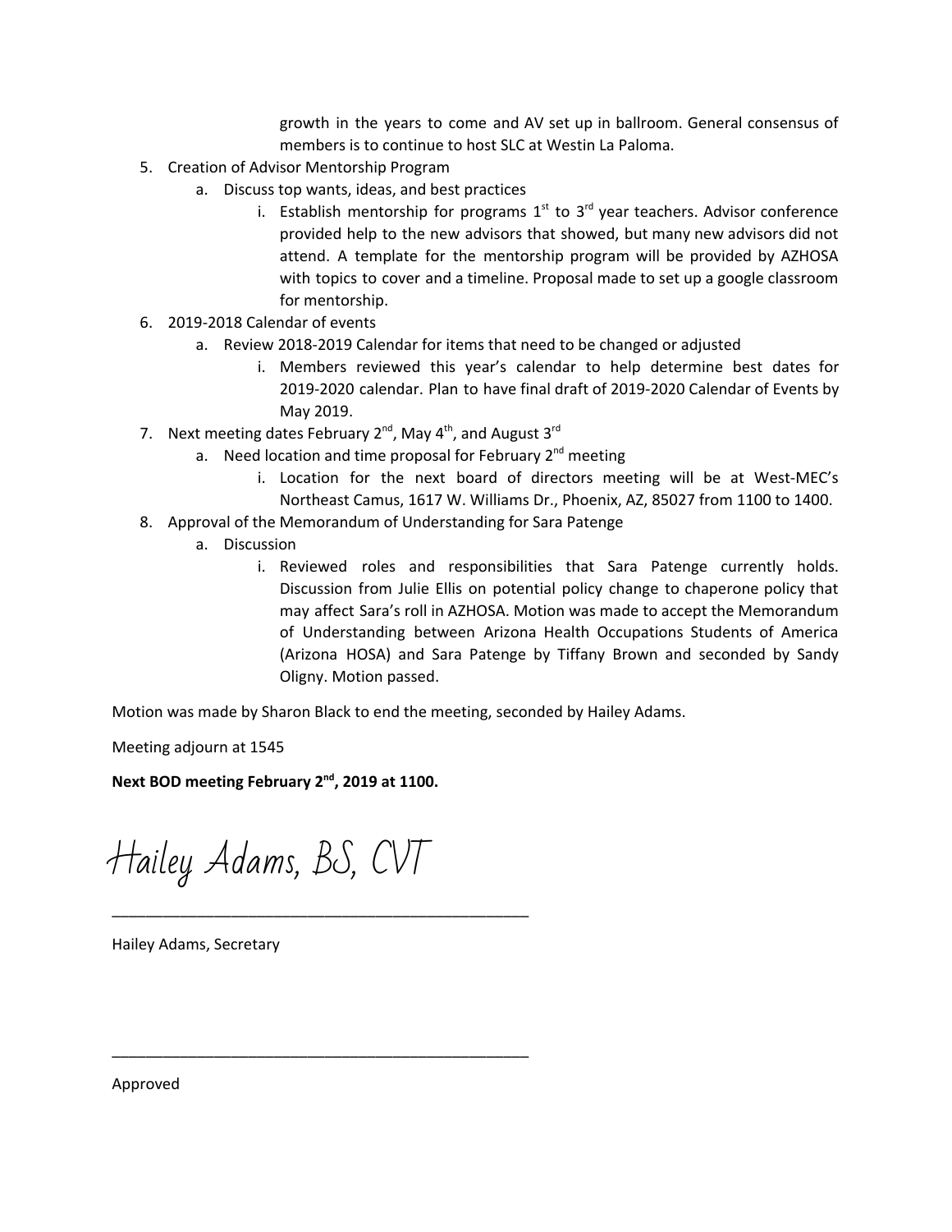growth in the years to come and AV set up in ballroom. General consensus of members is to continue to host SLC at Westin La Paloma.

5. Creation of Advisor Mentorship Program
   a. Discuss top wants, ideas, and best practices
      i. Establish mentorship for programs 1st to 3rd year teachers. Advisor conference provided help to the new advisors that showed, but many new advisors did not attend. A template for the mentorship program will be provided by AZHOSA with topics to cover and a timeline. Proposal made to set up a google classroom for mentorship.
6. 2019-2018 Calendar of events
   a. Review 2018-2019 Calendar for items that need to be changed or adjusted
      i. Members reviewed this year's calendar to help determine best dates for 2019-2020 calendar. Plan to have final draft of 2019-2020 Calendar of Events by May 2019.
7. Next meeting dates February 2nd, May 4th, and August 3rd
   a. Need location and time proposal for February 2nd meeting
      i. Location for the next board of directors meeting will be at West-MEC's Northeast Camus, 1617 W. Williams Dr., Phoenix, AZ, 85027 from 1100 to 1400.
8. Approval of the Memorandum of Understanding for Sara Patenge
   a. Discussion
      i. Reviewed roles and responsibilities that Sara Patenge currently holds. Discussion from Julie Ellis on potential policy change to chaperone policy that may affect Sara's roll in AZHOSA. Motion was made to accept the Memorandum of Understanding between Arizona Health Occupations Students of America (Arizona HOSA) and Sara Patenge by Tiffany Brown and seconded by Sandy Oligny. Motion passed.

Motion was made by Sharon Black to end the meeting, seconded by Hailey Adams.

Meeting adjourn at 1545

**Next BOD meeting February 2nd, 2019 at 1100.**

Hailey Adams, BS, CVT

\_\_\_\_\_\_\_\_\_\_\_\_\_\_\_\_\_\_\_\_\_\_\_\_\_\_\_\_\_\_\_\_\_\_\_\_\_\_\_\_\_\_\_\_

Hailey Adams, Secretary

\_\_\_\_\_\_\_\_\_\_\_\_\_\_\_\_\_\_\_\_\_\_\_\_\_\_\_\_\_\_\_\_\_\_\_\_\_\_\_\_\_\_\_\_

Approved